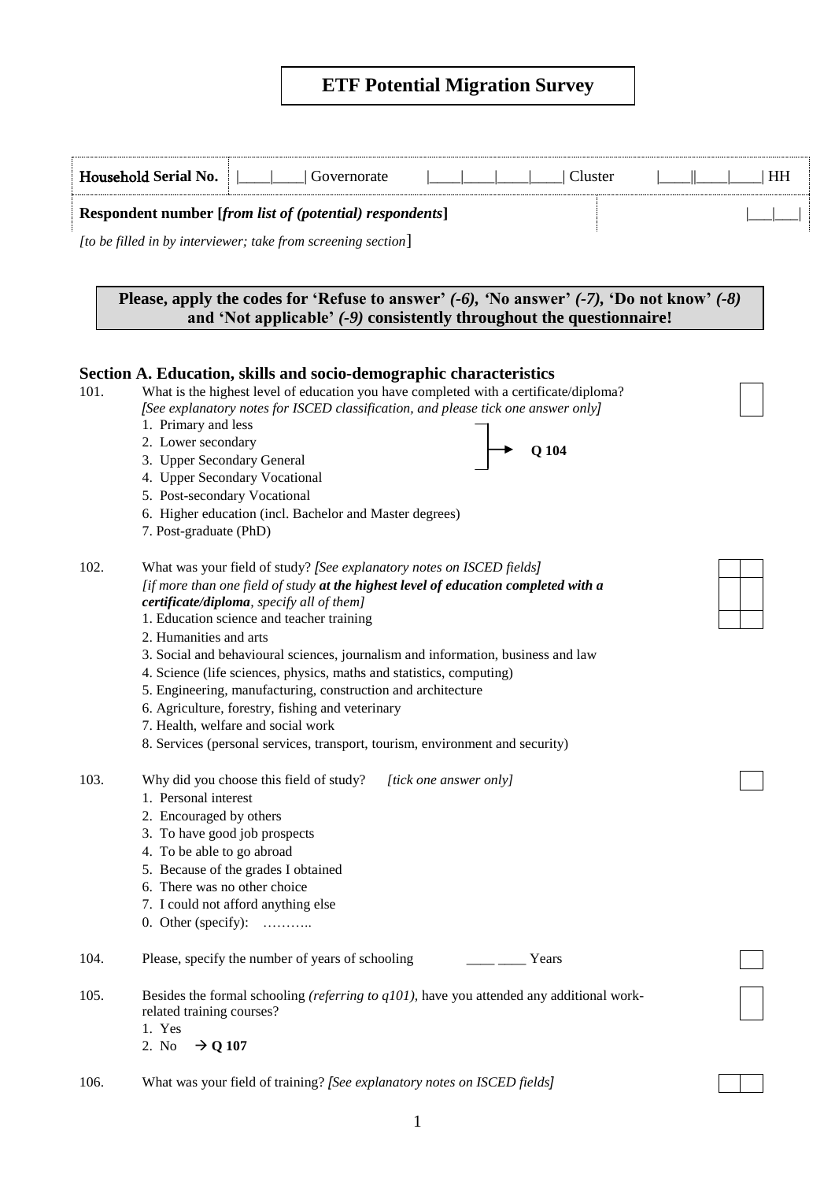# ETF Potential Migration Survey

| Household Serial No. | \|\_\_\_\_\|\_\_\_\_\| Governorate | \|\_\_\_\_\|\_\_\_\_\|\_\_\_\_\|\_\_\_\_\| Cluster | \|\_\_\_\_\|\|\_\_\_\_\|\_\_\_\_\| HH |
|---|---|---|---|
| **Respondent number [*from list of (potential) respondents*]** | | | \|\_\_\_\|\_\_\_\| |

*[to be filled in by interviewer; take from screening section*]

**Please, apply the codes for 'Refuse to answer' *(-6),* 'No answer' *(-7),* 'Do not know' *(-8)* and 'Not applicable' *(-9)* consistently throughout the questionnaire!**

## Section A. Education, skills and socio-demographic characteristics

101. What is the highest level of education you have completed with a certificate/diploma?
*[See explanatory notes for ISCED classification, and please tick one answer only]*
   1. Primary and less
   2. Lower secondary
   3. Upper Secondary General
   → **Q 104** (for answers 1–3)
   4. Upper Secondary Vocational
   5. Post-secondary Vocational
   6. Higher education (incl. Bachelor and Master degrees)
   7. Post-graduate (PhD)

102. What was your field of study? *[See explanatory notes on ISCED fields]*
*[if more than one field of study* ***at the highest level of education completed with a certificate/diploma****, specify all of them]*
   1. Education science and teacher training
   2. Humanities and arts
   3. Social and behavioural sciences, journalism and information, business and law
   4. Science (life sciences, physics, maths and statistics, computing)
   5. Engineering, manufacturing, construction and architecture
   6. Agriculture, forestry, fishing and veterinary
   7. Health, welfare and social work
   8. Services (personal services, transport, tourism, environment and security)

103. Why did you choose this field of study? *[tick one answer only]*
   1. Personal interest
   2. Encouraged by others
   3. To have good job prospects
   4. To be able to go abroad
   5. Because of the grades I obtained
   6. There was no other choice
   7. I could not afford anything else
   0. Other (specify): ………..

104. Please, specify the number of years of schooling \_\_\_\_ \_\_\_\_ Years

105. Besides the formal schooling *(referring to q101)*, have you attended any additional work-related training courses?
   1. Yes
   2. No → **Q 107**

106. What was your field of training? *[See explanatory notes on ISCED fields]*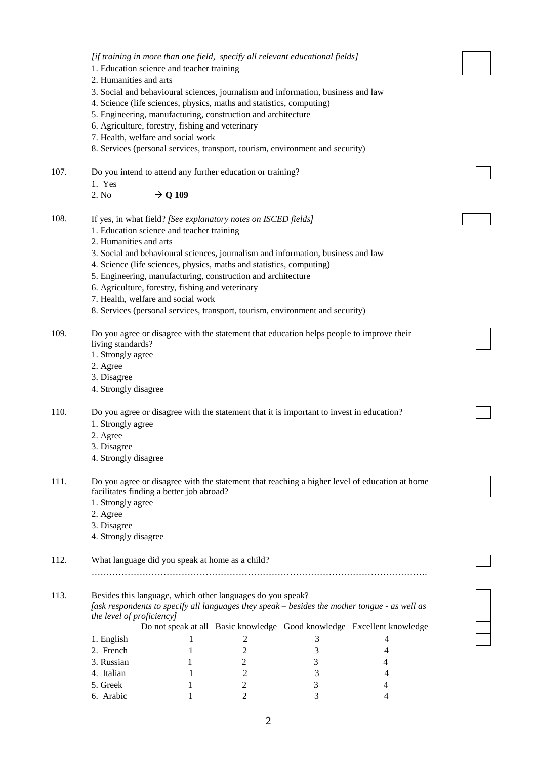*[if training in more than one field, specify all relevant educational fields]*

1. Education science and teacher training
2. Humanities and arts
3. Social and behavioural sciences, journalism and information, business and law
4. Science (life sciences, physics, maths and statistics, computing)
5. Engineering, manufacturing, construction and architecture
6. Agriculture, forestry, fishing and veterinary
7. Health, welfare and social work
8. Services (personal services, transport, tourism, environment and security)

107. Do you intend to attend any further education or training?

1. Yes
2. No → **Q 109**

108. If yes, in what field? *[See explanatory notes on ISCED fields]*

1. Education science and teacher training
2. Humanities and arts
3. Social and behavioural sciences, journalism and information, business and law
4. Science (life sciences, physics, maths and statistics, computing)
5. Engineering, manufacturing, construction and architecture
6. Agriculture, forestry, fishing and veterinary
7. Health, welfare and social work
8. Services (personal services, transport, tourism, environment and security)

109. Do you agree or disagree with the statement that education helps people to improve their living standards?

1. Strongly agree
2. Agree
3. Disagree
4. Strongly disagree

110. Do you agree or disagree with the statement that it is important to invest in education?

1. Strongly agree
2. Agree
3. Disagree
4. Strongly disagree

111. Do you agree or disagree with the statement that reaching a higher level of education at home facilitates finding a better job abroad?

1. Strongly agree
2. Agree
3. Disagree
4. Strongly disagree

112. What language did you speak at home as a child?

…………………………………………………………………………………………………

113. Besides this language, which other languages do you speak?
*[ask respondents to specify all languages they speak – besides the mother tongue - as well as the level of proficiency]*

| | Do not speak at all | Basic knowledge | Good knowledge | Excellent knowledge |
|---|---|---|---|---|
| 1. English | 1 | 2 | 3 | 4 |
| 2. French | 1 | 2 | 3 | 4 |
| 3. Russian | 1 | 2 | 3 | 4 |
| 4. Italian | 1 | 2 | 3 | 4 |
| 5. Greek | 1 | 2 | 3 | 4 |
| 6. Arabic | 1 | 2 | 3 | 4 |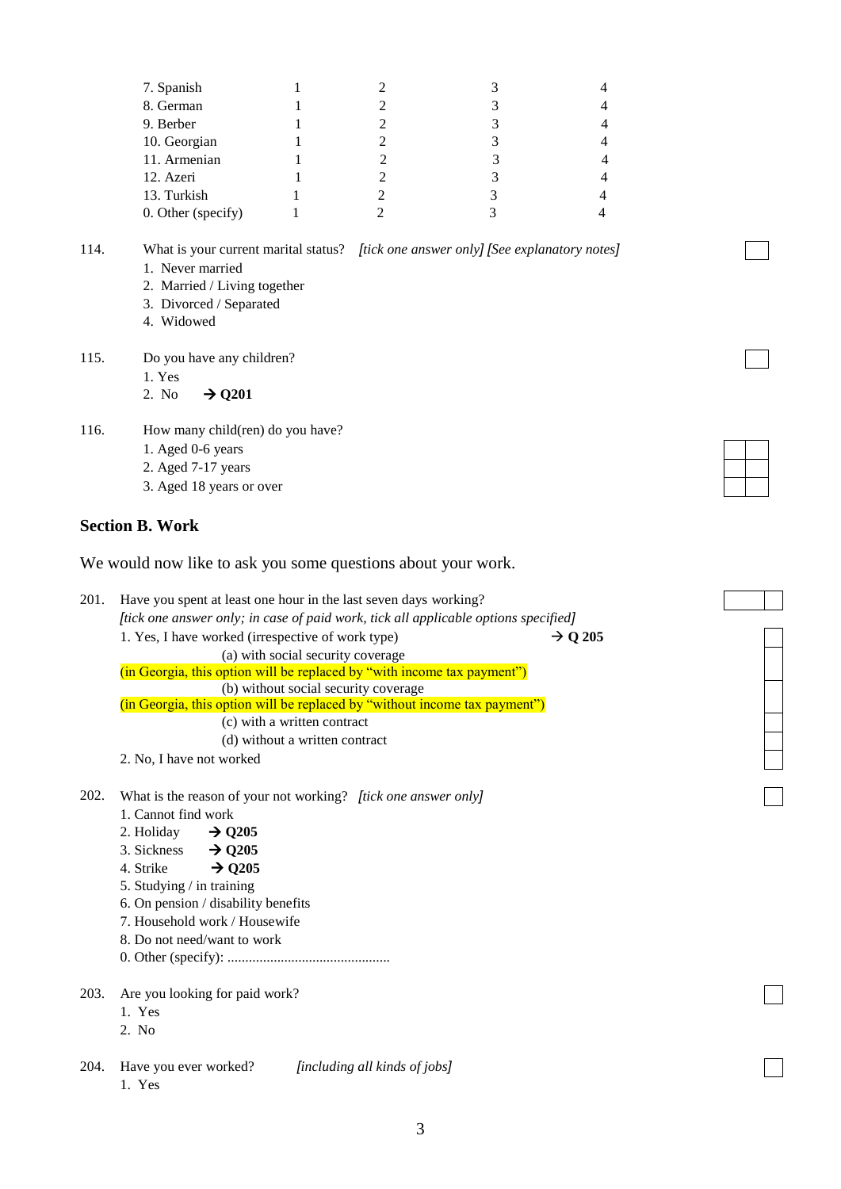| | | | | |
|---|---|---|---|---|
| 7. Spanish | 1 | 2 | 3 | 4 |
| 8. German | 1 | 2 | 3 | 4 |
| 9. Berber | 1 | 2 | 3 | 4 |
| 10. Georgian | 1 | 2 | 3 | 4 |
| 11. Armenian | 1 | 2 | 3 | 4 |
| 12. Azeri | 1 | 2 | 3 | 4 |
| 13. Turkish | 1 | 2 | 3 | 4 |
| 0. Other (specify) | 1 | 2 | 3 | 4 |

114. What is your current marital status? *[tick one answer only] [See explanatory notes]*
1. Never married
2. Married / Living together
3. Divorced / Separated
4. Widowed

115. Do you have any children?
1. Yes
2. No → **Q201**

116. How many child(ren) do you have?
1. Aged 0-6 years
2. Aged 7-17 years
3. Aged 18 years or over

## Section B. Work

We would now like to ask you some questions about your work.

201. Have you spent at least one hour in the last seven days working?
*[tick one answer only; in case of paid work, tick all applicable options specified]*
1. Yes, I have worked (irrespective of work type) → **Q 205**
   - (a) with social security coverage
   - (in Georgia, this option will be replaced by "with income tax payment")
   - (b) without social security coverage
   - (in Georgia, this option will be replaced by "without income tax payment")
   - (c) with a written contract
   - (d) without a written contract
2. No, I have not worked

202. What is the reason of your not working? *[tick one answer only]*
1. Cannot find work
2. Holiday → **Q205**
3. Sickness → **Q205**
4. Strike → **Q205**
5. Studying / in training
6. On pension / disability benefits
7. Household work / Housewife
8. Do not need/want to work
0. Other (specify): ..............................................

203. Are you looking for paid work?
1. Yes
2. No

204. Have you ever worked? *[including all kinds of jobs]*
1. Yes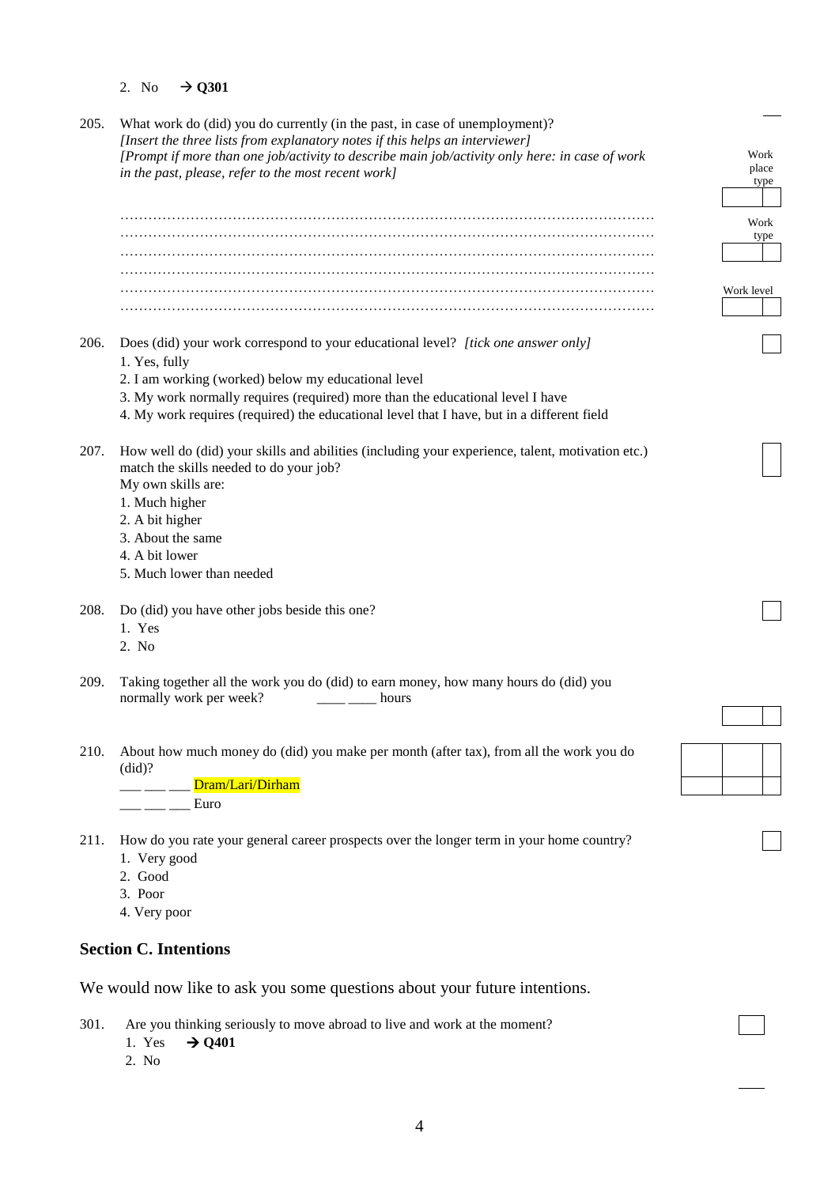2. No → **Q301**

205. What work do (did) you do currently (in the past, in case of unemployment)?
*[Insert the three lists from explanatory notes if this helps an interviewer]*
*[Prompt if more than one job/activity to describe main job/activity only here: in case of work in the past, please, refer to the most recent work]*

…………………………………………………………………………………………………
…………………………………………………………………………………………………
…………………………………………………………………………………………………
…………………………………………………………………………………………………
…………………………………………………………………………………………………
…………………………………………………………………………………………………

Work place type

Work type

Work level

206. Does (did) your work correspond to your educational level? *[tick one answer only]*
1. Yes, fully
2. I am working (worked) below my educational level
3. My work normally requires (required) more than the educational level I have
4. My work requires (required) the educational level that I have, but in a different field

207. How well do (did) your skills and abilities (including your experience, talent, motivation etc.) match the skills needed to do your job?
My own skills are:
1. Much higher
2. A bit higher
3. About the same
4. A bit lower
5. Much lower than needed

208. Do (did) you have other jobs beside this one?
1. Yes
2. No

209. Taking together all the work you do (did) to earn money, how many hours do (did) you normally work per week? ____ ____ hours

210. About how much money do (did) you make per month (after tax), from all the work you do (did)?
___ ___ ___ Dram/Lari/Dirham
___ ___ ___ Euro

211. How do you rate your general career prospects over the longer term in your home country?
1. Very good
2. Good
3. Poor
4. Very poor

## Section C. Intentions

We would now like to ask you some questions about your future intentions.

301. Are you thinking seriously to move abroad to live and work at the moment?
1. Yes → **Q401**
2. No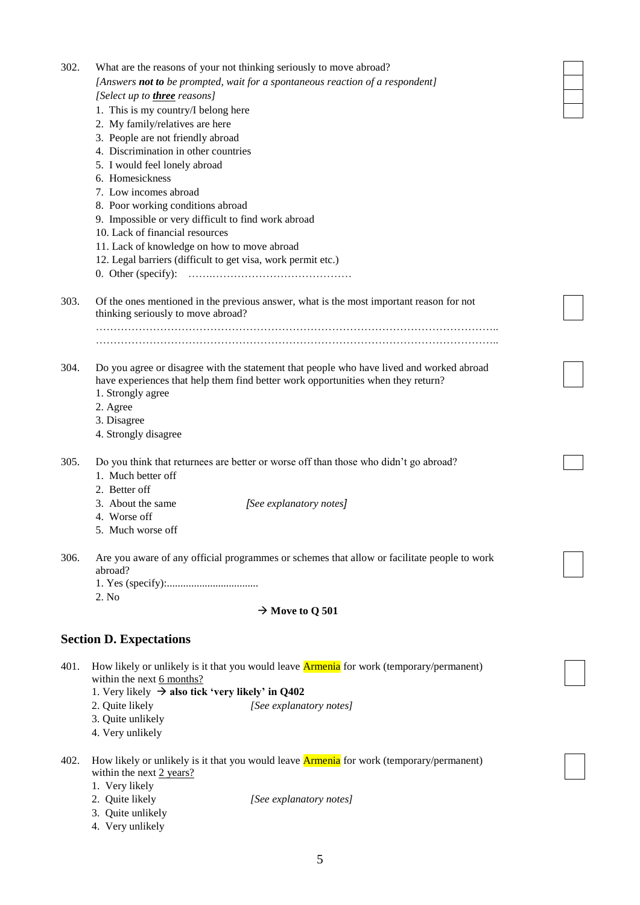302. What are the reasons of your not thinking seriously to move abroad?
*[Answers **not to** be prompted, wait for a spontaneous reaction of a respondent]*
*[Select up to **three** reasons]*

1. This is my country/I belong here
2. My family/relatives are here
3. People are not friendly abroad
4. Discrimination in other countries
5. I would feel lonely abroad
6. Homesickness
7. Low incomes abroad
8. Poor working conditions abroad
9. Impossible or very difficult to find work abroad
10. Lack of financial resources
11. Lack of knowledge on how to move abroad
12. Legal barriers (difficult to get visa, work permit etc.)
0. Other (specify): ……………………………………

303. Of the ones mentioned in the previous answer, what is the most important reason for not thinking seriously to move abroad?

……………………………………………………………………………………………..
……………………………………………………………………………………………..

304. Do you agree or disagree with the statement that people who have lived and worked abroad have experiences that help them find better work opportunities when they return?

1. Strongly agree
2. Agree
3. Disagree
4. Strongly disagree

305. Do you think that returnees are better or worse off than those who didn't go abroad?

1. Much better off
2. Better off
3. About the same *[See explanatory notes]*
4. Worse off
5. Much worse off

306. Are you aware of any official programmes or schemes that allow or facilitate people to work abroad?

1. Yes (specify):..................................
2. No

**→ Move to Q 501**

## Section D. Expectations

401. How likely or unlikely is it that you would leave Armenia for work (temporary/permanent) within the next 6 months?

1. Very likely → **also tick 'very likely' in Q402**
2. Quite likely *[See explanatory notes]*
3. Quite unlikely
4. Very unlikely

402. How likely or unlikely is it that you would leave Armenia for work (temporary/permanent) within the next 2 years?

1. Very likely
2. Quite likely *[See explanatory notes]*
3. Quite unlikely
4. Very unlikely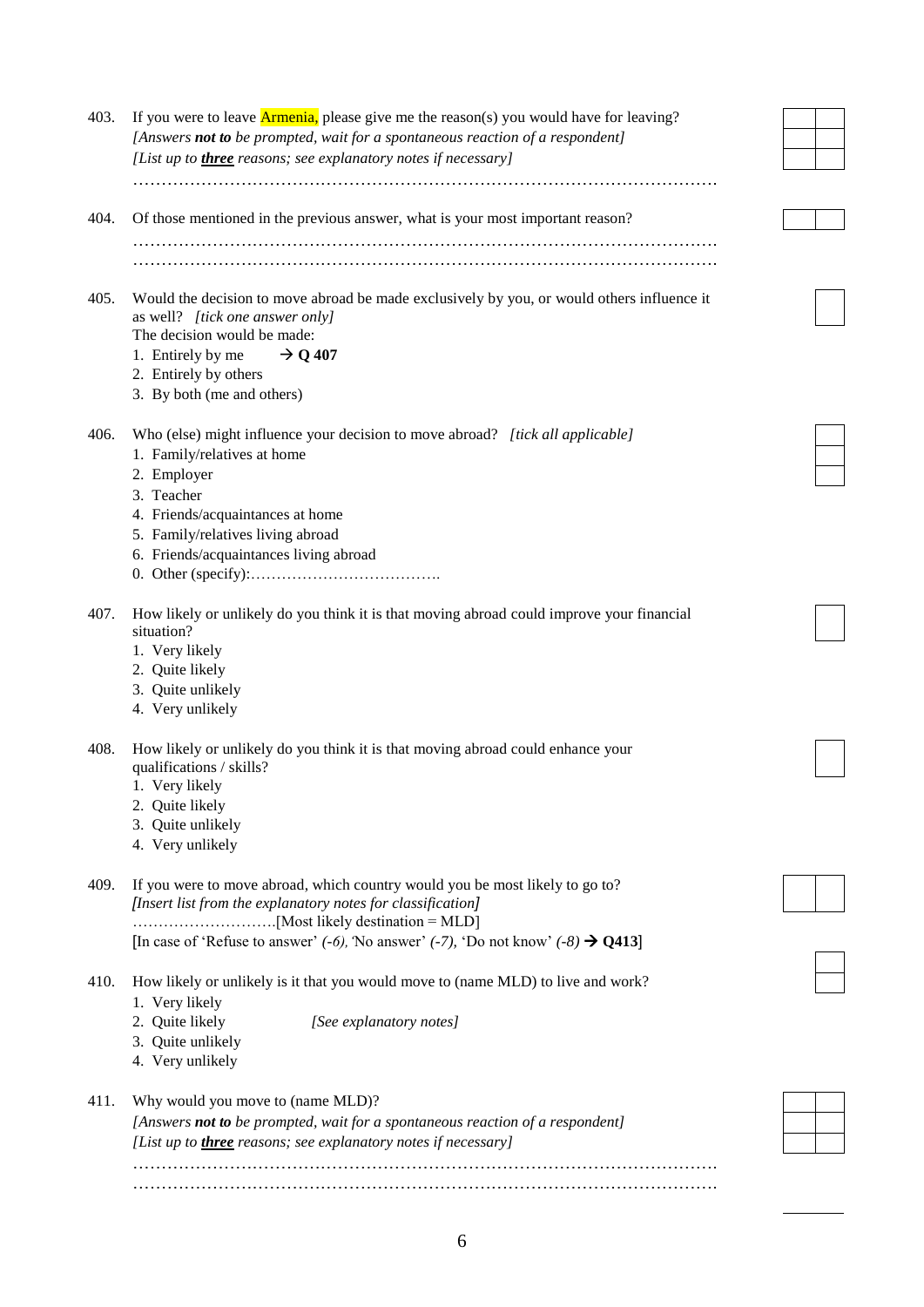403. If you were to leave Armenia, please give me the reason(s) you would have for leaving?
*[Answers **not to** be prompted, wait for a spontaneous reaction of a respondent]*
*[List up to **three** reasons; see explanatory notes if necessary]*
…………………………………………………………………………………………

404. Of those mentioned in the previous answer, what is your most important reason?
…………………………………………………………………………………………
…………………………………………………………………………………………

405. Would the decision to move abroad be made exclusively by you, or would others influence it as well? *[tick one answer only]*
The decision would be made:
1. Entirely by me → **Q 407**
2. Entirely by others
3. By both (me and others)

406. Who (else) might influence your decision to move abroad? *[tick all applicable]*
1. Family/relatives at home
2. Employer
3. Teacher
4. Friends/acquaintances at home
5. Family/relatives living abroad
6. Friends/acquaintances living abroad
0. Other (specify):……………………………….

407. How likely or unlikely do you think it is that moving abroad could improve your financial situation?
1. Very likely
2. Quite likely
3. Quite unlikely
4. Very unlikely

408. How likely or unlikely do you think it is that moving abroad could enhance your qualifications / skills?
1. Very likely
2. Quite likely
3. Quite unlikely
4. Very unlikely

409. If you were to move abroad, which country would you be most likely to go to?
***[**Insert list from the explanatory notes for classification**]***
……………………….[Most likely destination = MLD]
[In case of 'Refuse to answer' *(-6),* 'No answer' *(-7),* 'Do not know' *(-8)* → **Q413**]

410. How likely or unlikely is it that you would move to (name MLD) to live and work?
1. Very likely
2. Quite likely *[See explanatory notes]*
3. Quite unlikely
4. Very unlikely

411. Why would you move to (name MLD)?
*[Answers **not to** be prompted, wait for a spontaneous reaction of a respondent]*
*[List up to **three** reasons; see explanatory notes if necessary]*
…………………………………………………………………………………………
…………………………………………………………………………………………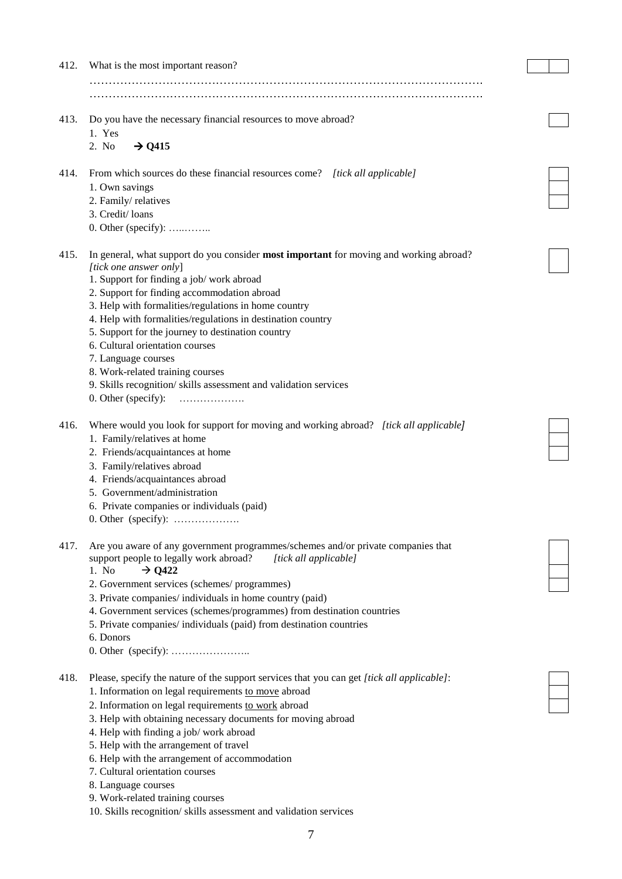412. What is the most important reason?

…………………………………………………………………………………………

…………………………………………………………………………………………

413. Do you have the necessary financial resources to move abroad?

1. Yes
2. No → **Q415**

414. From which sources do these financial resources come? *[tick all applicable]*

1. Own savings
2. Family/ relatives
3. Credit/ loans
0. Other (specify): …..……..

415. In general, what support do you consider **most important** for moving and working abroad? *[tick one answer only]*

1. Support for finding a job/ work abroad
2. Support for finding accommodation abroad
3. Help with formalities/regulations in home country
4. Help with formalities/regulations in destination country
5. Support for the journey to destination country
6. Cultural orientation courses
7. Language courses
8. Work-related training courses
9. Skills recognition/ skills assessment and validation services
0. Other (specify): ……………….

416. Where would you look for support for moving and working abroad? *[tick all applicable]*

1. Family/relatives at home
2. Friends/acquaintances at home
3. Family/relatives abroad
4. Friends/acquaintances abroad
5. Government/administration
6. Private companies or individuals (paid)
0. Other (specify): ……………….

417. Are you aware of any government programmes/schemes and/or private companies that support people to legally work abroad? *[tick all applicable]*

1. No → **Q422**
2. Government services (schemes/ programmes)
3. Private companies/ individuals in home country (paid)
4. Government services (schemes/programmes) from destination countries
5. Private companies/ individuals (paid) from destination countries
6. Donors
0. Other (specify): …………………..

418. Please, specify the nature of the support services that you can get *[tick all applicable]*:

1. Information on legal requirements to move abroad
2. Information on legal requirements to work abroad
3. Help with obtaining necessary documents for moving abroad
4. Help with finding a job/ work abroad
5. Help with the arrangement of travel
6. Help with the arrangement of accommodation
7. Cultural orientation courses
8. Language courses
9. Work-related training courses
10. Skills recognition/ skills assessment and validation services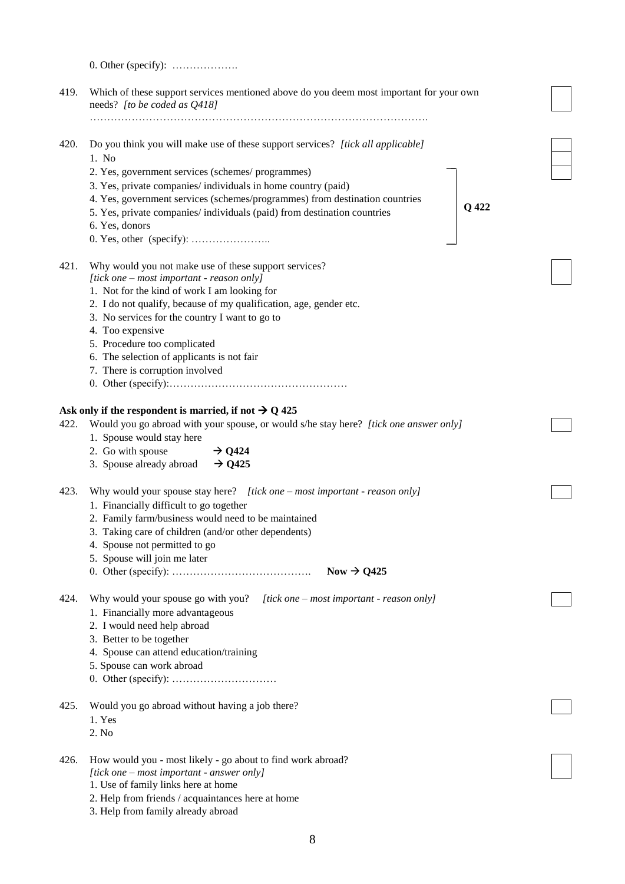0. Other (specify): ……………….

419. Which of these support services mentioned above do you deem most important for your own needs? *[to be coded as Q418]*

……………………………………………………………………………………….

420. Do you think you will make use of these support services? *[tick all applicable]*
   1. No
   2. Yes, government services (schemes/ programmes)
   3. Yes, private companies/ individuals in home country (paid)
   4. Yes, government services (schemes/programmes) from destination countries
   5. Yes, private companies/ individuals (paid) from destination countries
   6. Yes, donors
   0. Yes, other (specify): …………………..

   (Answers 2–0: **→ Q 422**)

421. Why would you not make use of these support services?
   *[tick one – most important - reason only]*
   1. Not for the kind of work I am looking for
   2. I do not qualify, because of my qualification, age, gender etc.
   3. No services for the country I want to go to
   4. Too expensive
   5. Procedure too complicated
   6. The selection of applicants is not fair
   7. There is corruption involved
   0. Other (specify):……………………………………………

**Ask only if the respondent is married, if not → Q 425**

422. Would you go abroad with your spouse, or would s/he stay here? *[tick one answer only]*
   1. Spouse would stay here
   2. Go with spouse **→ Q424**
   3. Spouse already abroad **→ Q425**

423. Why would your spouse stay here? *[tick one – most important - reason only]*
   1. Financially difficult to go together
   2. Family farm/business would need to be maintained
   3. Taking care of children (and/or other dependents)
   4. Spouse not permitted to go
   5. Spouse will join me later
   0. Other (specify): …………………………………. **Now → Q425**

424. Why would your spouse go with you? *[tick one – most important - reason only]*
   1. Financially more advantageous
   2. I would need help abroad
   3. Better to be together
   4. Spouse can attend education/training
   5. Spouse can work abroad
   0. Other (specify): …………………………

425. Would you go abroad without having a job there?
   1. Yes
   2. No

426. How would you - most likely - go about to find work abroad?
   *[tick one – most important - answer only]*
   1. Use of family links here at home
   2. Help from friends / acquaintances here at home
   3. Help from family already abroad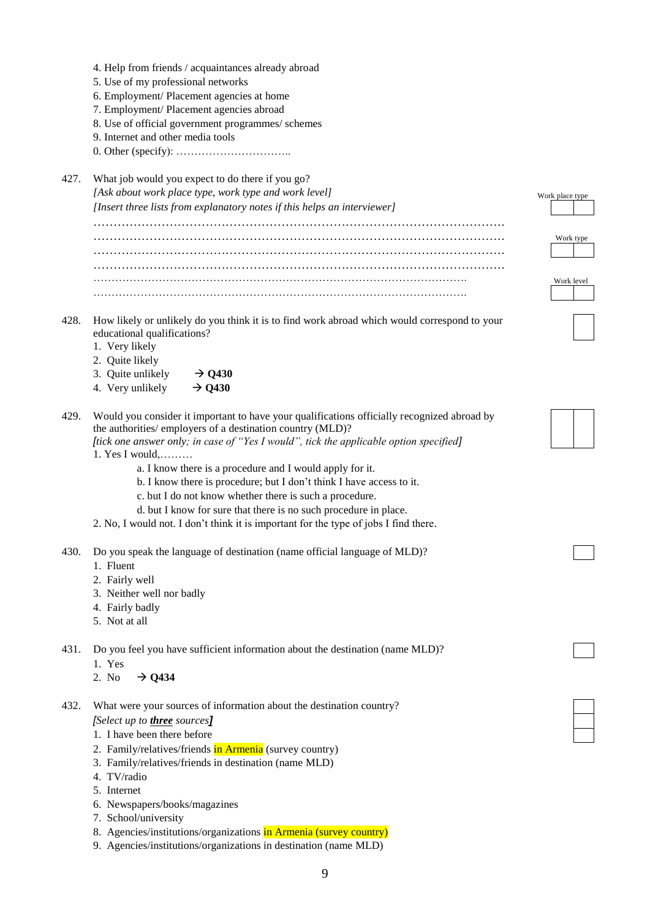4. Help from friends / acquaintances already abroad
5. Use of my professional networks
6. Employment/ Placement agencies at home
7. Employment/ Placement agencies abroad
8. Use of official government programmes/ schemes
9. Internet and other media tools
0. Other (specify): …………………………..

427. What job would you expect to do there if you go?
*[Ask about work place type, work type and work level]*
*[Insert three lists from explanatory notes if this helps an interviewer]*
…………………………………………………………………………………………
…………………………………………………………………………………………
…………………………………………………………………………………………
…………………………………………………………………………………………
…………………………………………………………………………………………
…………………………………………………………………………………………

Work place type

Work type

Work level

428. How likely or unlikely do you think it is to find work abroad which would correspond to your educational qualifications?
1. Very likely
2. Quite likely
3. Quite unlikely → **Q430**
4. Very unlikely → **Q430**

429. Would you consider it important to have your qualifications officially recognized abroad by the authorities/ employers of a destination country (MLD)?
*[tick one answer only; in case of "Yes I would", tick the applicable option specified]*
1. Yes I would,………
   - a. I know there is a procedure and I would apply for it.
   - b. I know there is procedure; but I don't think I have access to it.
   - c. but I do not know whether there is such a procedure.
   - d. but I know for sure that there is no such procedure in place.
2. No, I would not. I don't think it is important for the type of jobs I find there.

430. Do you speak the language of destination (name official language of MLD)?
1. Fluent
2. Fairly well
3. Neither well nor badly
4. Fairly badly
5. Not at all

431. Do you feel you have sufficient information about the destination (name MLD)?
1. Yes
2. No → **Q434**

432. What were your sources of information about the destination country?
*[Select up to* ***three*** *sources]*
1. I have been there before
2. Family/relatives/friends in Armenia (survey country)
3. Family/relatives/friends in destination (name MLD)
4. TV/radio
5. Internet
6. Newspapers/books/magazines
7. School/university
8. Agencies/institutions/organizations in Armenia (survey country)
9. Agencies/institutions/organizations in destination (name MLD)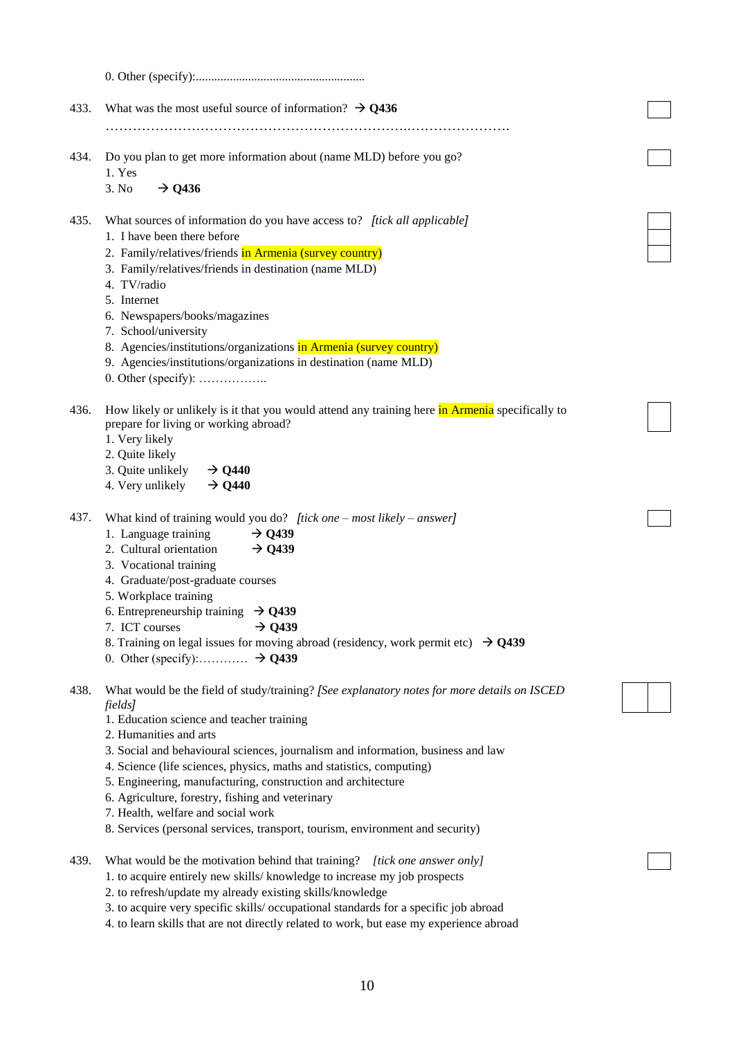0. Other (specify):.......................................................

433. What was the most useful source of information? → **Q436**

……………………………………………………………….…………………

434. Do you plan to get more information about (name MLD) before you go?
    1. Yes
    3. No → **Q436**

435. What sources of information do you have access to? *[tick all applicable]*
    1. I have been there before
    2. Family/relatives/friends in Armenia (survey country)
    3. Family/relatives/friends in destination (name MLD)
    4. TV/radio
    5. Internet
    6. Newspapers/books/magazines
    7. School/university
    8. Agencies/institutions/organizations in Armenia (survey country)
    9. Agencies/institutions/organizations in destination (name MLD)
    0. Other (specify): ……………..

436. How likely or unlikely is it that you would attend any training here in Armenia specifically to prepare for living or working abroad?
    1. Very likely
    2. Quite likely
    3. Quite unlikely → **Q440**
    4. Very unlikely → **Q440**

437. What kind of training would you do? *[tick one – most likely – answer]*
    1. Language training → **Q439**
    2. Cultural orientation → **Q439**
    3. Vocational training
    4. Graduate/post-graduate courses
    5. Workplace training
    6. Entrepreneurship training → **Q439**
    7. ICT courses → **Q439**
    8. Training on legal issues for moving abroad (residency, work permit etc) → **Q439**
    0. Other (specify):………… → **Q439**

438. What would be the field of study/training? *[See explanatory notes for more details on ISCED fields]*
    1. Education science and teacher training
    2. Humanities and arts
    3. Social and behavioural sciences, journalism and information, business and law
    4. Science (life sciences, physics, maths and statistics, computing)
    5. Engineering, manufacturing, construction and architecture
    6. Agriculture, forestry, fishing and veterinary
    7. Health, welfare and social work
    8. Services (personal services, transport, tourism, environment and security)

439. What would be the motivation behind that training? *[tick one answer only]*
    1. to acquire entirely new skills/ knowledge to increase my job prospects
    2. to refresh/update my already existing skills/knowledge
    3. to acquire very specific skills/ occupational standards for a specific job abroad
    4. to learn skills that are not directly related to work, but ease my experience abroad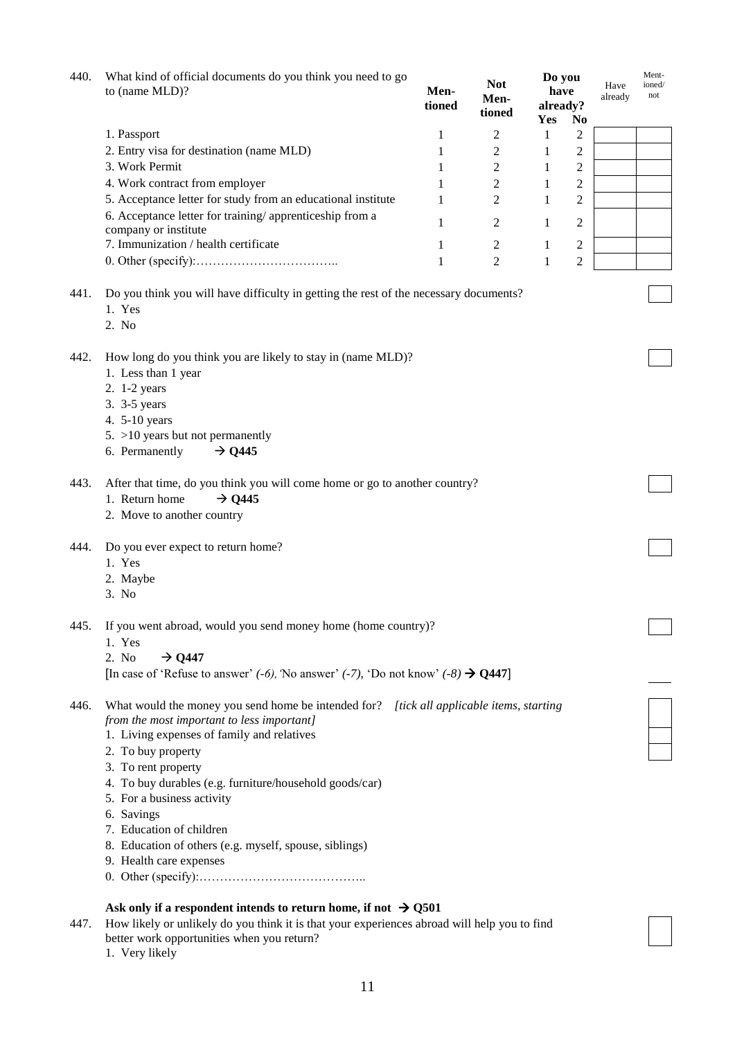440. What kind of official documents do you think you need to go to (name MLD)?

| | Men-tioned | Not Men-tioned | Do you have already? Yes | No | Have already | Ment-ioned/ not |
|---|---|---|---|---|---|---|
| 1. Passport | 1 | 2 | 1 | 2 | | |
| 2. Entry visa for destination (name MLD) | 1 | 2 | 1 | 2 | | |
| 3. Work Permit | 1 | 2 | 1 | 2 | | |
| 4. Work contract from employer | 1 | 2 | 1 | 2 | | |
| 5. Acceptance letter for study from an educational institute | 1 | 2 | 1 | 2 | | |
| 6. Acceptance letter for training/ apprenticeship from a company or institute | 1 | 2 | 1 | 2 | | |
| 7. Immunization / health certificate | 1 | 2 | 1 | 2 | | |
| 0. Other (specify):…………………………….. | 1 | 2 | 1 | 2 | | |

441. Do you think you will have difficulty in getting the rest of the necessary documents?
1. Yes
2. No

442. How long do you think you are likely to stay in (name MLD)?
1. Less than 1 year
2. 1-2 years
3. 3-5 years
4. 5-10 years
5. >10 years but not permanently
6. Permanently → **Q445**

443. After that time, do you think you will come home or go to another country?
1. Return home → **Q445**
2. Move to another country

444. Do you ever expect to return home?
1. Yes
2. Maybe
3. No

445. If you went abroad, would you send money home (home country)?
1. Yes
2. No → **Q447**

[In case of 'Refuse to answer' *(-6)*, 'No answer' *(-7)*, 'Do not know' *(-8)* → **Q447**]

446. What would the money you send home be intended for? *[tick all applicable items, starting from the most important to less important]*
1. Living expenses of family and relatives
2. To buy property
3. To rent property
4. To buy durables (e.g. furniture/household goods/car)
5. For a business activity
6. Savings
7. Education of children
8. Education of others (e.g. myself, spouse, siblings)
9. Health care expenses
0. Other (specify):…………………………………..

**Ask only if a respondent intends to return home, if not → Q501**

447. How likely or unlikely do you think it is that your experiences abroad will help you to find better work opportunities when you return?
1. Very likely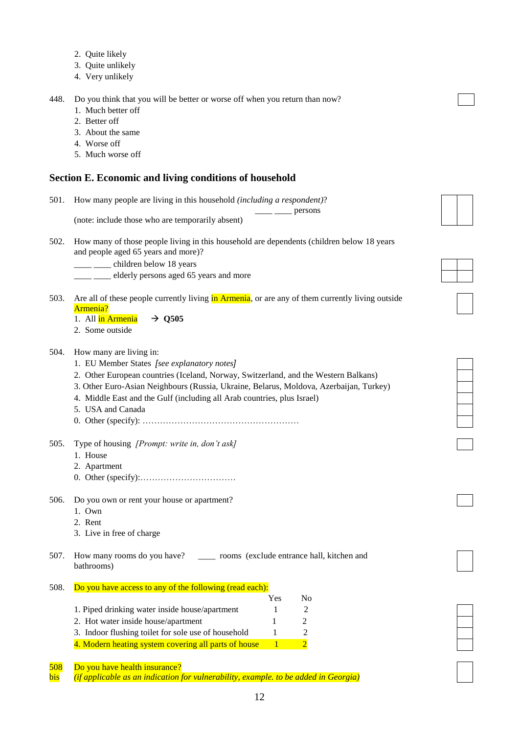2. Quite likely
3. Quite unlikely
4. Very unlikely

448. Do you think that you will be better or worse off when you return than now?
1. Much better off
2. Better off
3. About the same
4. Worse off
5. Much worse off

## Section E. Economic and living conditions of household

501. How many people are living in this household *(including a respondent)*?
____ ____ persons
(note: include those who are temporarily absent)

502. How many of those people living in this household are dependents (children below 18 years and people aged 65 years and more)?
____ ____ children below 18 years
____ ____ elderly persons aged 65 years and more

503. Are all of these people currently living in Armenia, or are any of them currently living outside Armenia?
1. All in Armenia → **Q505**
2. Some outside

504. How many are living in:
1. EU Member States *[see explanatory notes]*
2. Other European countries (Iceland, Norway, Switzerland, and the Western Balkans)
3. Other Euro-Asian Neighbours (Russia, Ukraine, Belarus, Moldova, Azerbaijan, Turkey)
4. Middle East and the Gulf (including all Arab countries, plus Israel)
5. USA and Canada
0. Other (specify): ………………………………………………

505. Type of housing *[Prompt: write in, don't ask]*
1. House
2. Apartment
0. Other (specify):……………………………

506. Do you own or rent your house or apartment?
1. Own
2. Rent
3. Live in free of charge

507. How many rooms do you have? ____ rooms (exclude entrance hall, kitchen and bathrooms)

508. Do you have access to any of the following (read each):

| | Yes | No |
|---|---|---|
| 1. Piped drinking water inside house/apartment | 1 | 2 |
| 2. Hot water inside house/apartment | 1 | 2 |
| 3. Indoor flushing toilet for sole use of household | 1 | 2 |
| 4. Modern heating system covering all parts of house | 1 | 2 |

508 bis Do you have health insurance?
*(if applicable as an indication for vulnerability, example. to be added in Georgia)*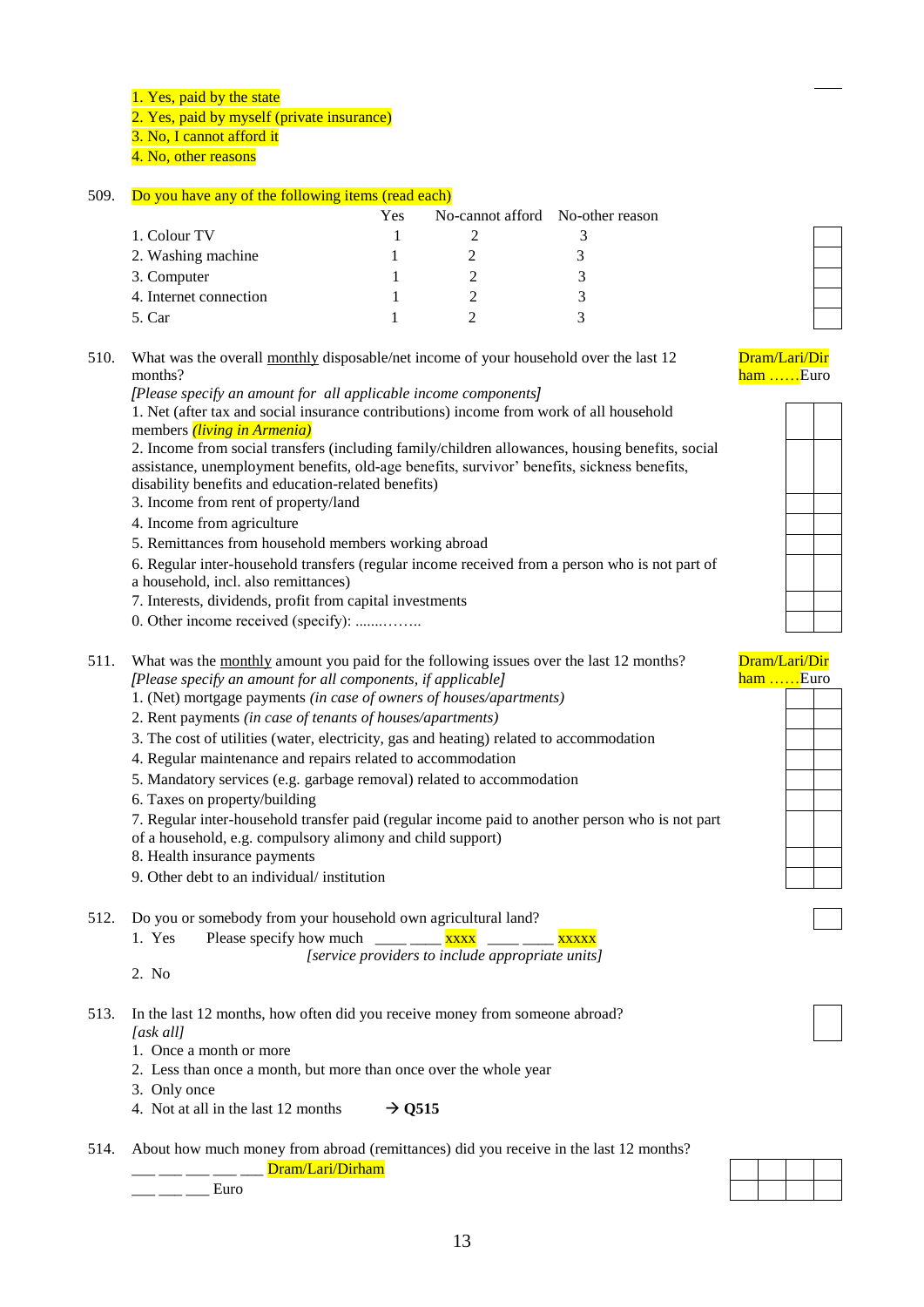1. Yes, paid by the state
2. Yes, paid by myself (private insurance)
3. No, I cannot afford it
4. No, other reasons

509. Do you have any of the following items (read each)

| | Yes | No-cannot afford | No-other reason |
|---|---|---|---|
| 1. Colour TV | 1 | 2 | 3 |
| 2. Washing machine | 1 | 2 | 3 |
| 3. Computer | 1 | 2 | 3 |
| 4. Internet connection | 1 | 2 | 3 |
| 5. Car | 1 | 2 | 3 |

510. What was the overall <u>monthly</u> disposable/net income of your household over the last 12 months? Dram/Lari/Dirham ……Euro

*[Please specify an amount for all applicable income components]*

1. Net (after tax and social insurance contributions) income from work of all household members *(living in Armenia)*
2. Income from social transfers (including family/children allowances, housing benefits, social assistance, unemployment benefits, old-age benefits, survivor' benefits, sickness benefits, disability benefits and education-related benefits)
3. Income from rent of property/land
4. Income from agriculture
5. Remittances from household members working abroad
6. Regular inter-household transfers (regular income received from a person who is not part of a household, incl. also remittances)
7. Interests, dividends, profit from capital investments
0. Other income received (specify): ........……..

511. What was the <u>monthly</u> amount you paid for the following issues over the last 12 months? Dram/Lari/Dirham ……Euro

*[Please specify an amount for all components, if applicable]*

1. (Net) mortgage payments *(in case of owners of houses/apartments)*
2. Rent payments *(in case of tenants of houses/apartments)*
3. The cost of utilities (water, electricity, gas and heating) related to accommodation
4. Regular maintenance and repairs related to accommodation
5. Mandatory services (e.g. garbage removal) related to accommodation
6. Taxes on property/building
7. Regular inter-household transfer paid (regular income paid to another person who is not part of a household, e.g. compulsory alimony and child support)
8. Health insurance payments
9. Other debt to an individual/ institution

512. Do you or somebody from your household own agricultural land?

1. Yes  Please specify how much ____ ____ xxxx ____ ____ xxxxx
   *[service providers to include appropriate units]*
2. No

513. In the last 12 months, how often did you receive money from someone abroad?
*[ask all]*

1. Once a month or more
2. Less than once a month, but more than once over the whole year
3. Only once
4. Not at all in the last 12 months → **Q515**

514. About how much money from abroad (remittances) did you receive in the last 12 months?

___ ___ ___ ___ ___ Dram/Lari/Dirham

___ ___ ___ Euro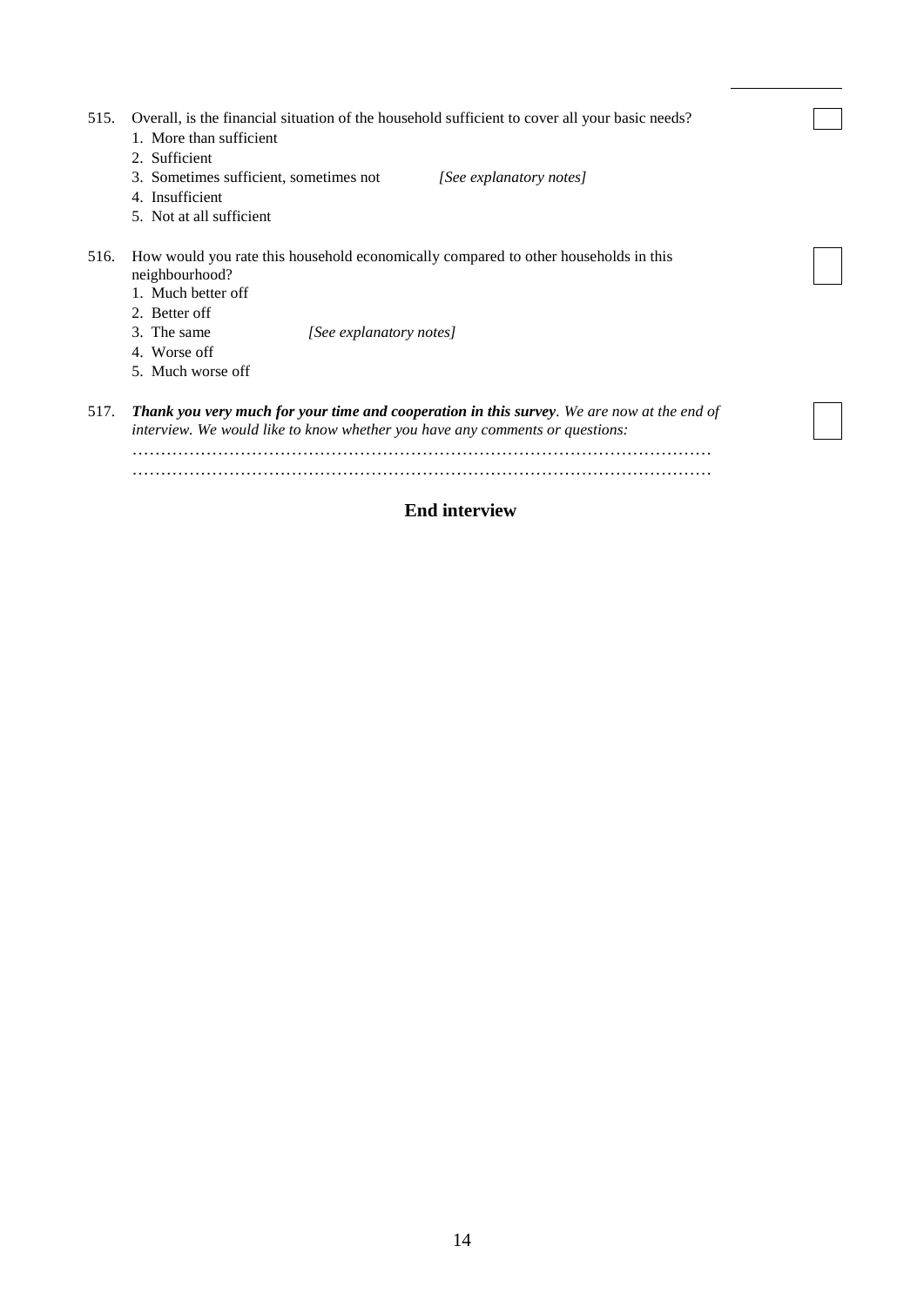515. Overall, is the financial situation of the household sufficient to cover all your basic needs?

1. More than sufficient
2. Sufficient
3. Sometimes sufficient, sometimes not *[See explanatory notes]*
4. Insufficient
5. Not at all sufficient

516. How would you rate this household economically compared to other households in this neighbourhood?

1. Much better off
2. Better off
3. The same *[See explanatory notes]*
4. Worse off
5. Much worse off

517. ***Thank you very much for your time and cooperation in this survey***. *We are now at the end of interview. We would like to know whether you have any comments or questions:*

…………………………………………………………………………………………

…………………………………………………………………………………………

**End interview**